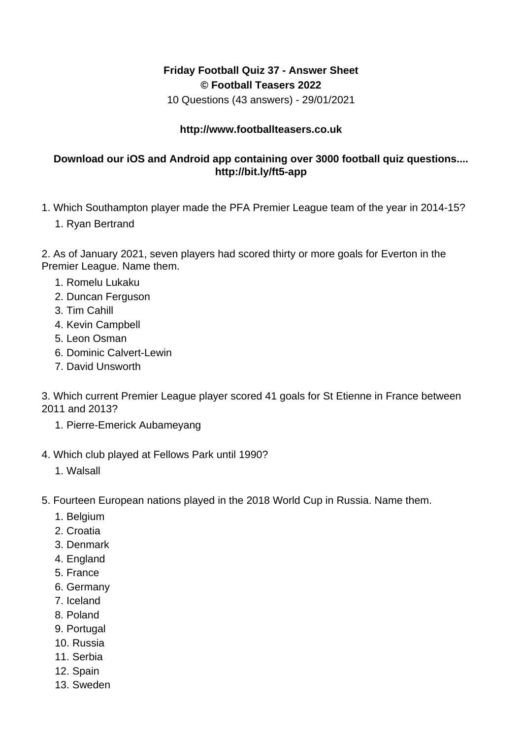**Friday Football Quiz 37 - Answer Sheet**
**© Football Teasers 2022**
10 Questions (43 answers) - 29/01/2021

**http://www.footballteasers.co.uk**

**Download our iOS and Android app containing over 3000 football quiz questions.... http://bit.ly/ft5-app**

1. Which Southampton player made the PFA Premier League team of the year in 2014-15?
    1. Ryan Bertrand

2. As of January 2021, seven players had scored thirty or more goals for Everton in the Premier League. Name them.
    1. Romelu Lukaku
    2. Duncan Ferguson
    3. Tim Cahill
    4. Kevin Campbell
    5. Leon Osman
    6. Dominic Calvert-Lewin
    7. David Unsworth

3. Which current Premier League player scored 41 goals for St Etienne in France between 2011 and 2013?
    1. Pierre-Emerick Aubameyang

4. Which club played at Fellows Park until 1990?
    1. Walsall

5. Fourteen European nations played in the 2018 World Cup in Russia. Name them.
    1. Belgium
    2. Croatia
    3. Denmark
    4. England
    5. France
    6. Germany
    7. Iceland
    8. Poland
    9. Portugal
    10. Russia
    11. Serbia
    12. Spain
    13. Sweden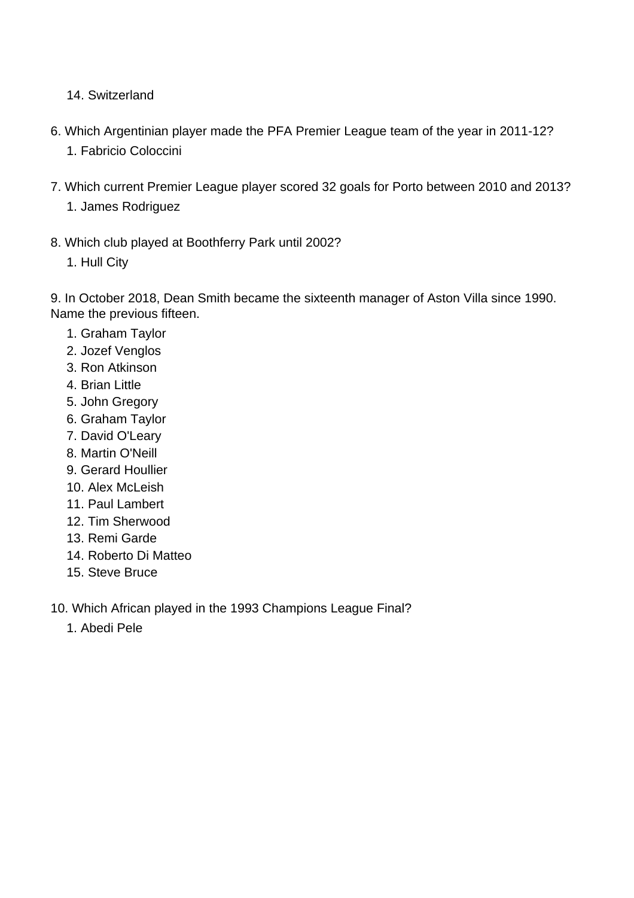14. Switzerland

6. Which Argentinian player made the PFA Premier League team of the year in 2011-12?
    1. Fabricio Coloccini

7. Which current Premier League player scored 32 goals for Porto between 2010 and 2013?
    1. James Rodriguez

8. Which club played at Boothferry Park until 2002?
    1. Hull City

9. In October 2018, Dean Smith became the sixteenth manager of Aston Villa since 1990. Name the previous fifteen.
    1. Graham Taylor
    2. Jozef Venglos
    3. Ron Atkinson
    4. Brian Little
    5. John Gregory
    6. Graham Taylor
    7. David O'Leary
    8. Martin O'Neill
    9. Gerard Houllier
    10. Alex McLeish
    11. Paul Lambert
    12. Tim Sherwood
    13. Remi Garde
    14. Roberto Di Matteo
    15. Steve Bruce

10. Which African played in the 1993 Champions League Final?
    1. Abedi Pele